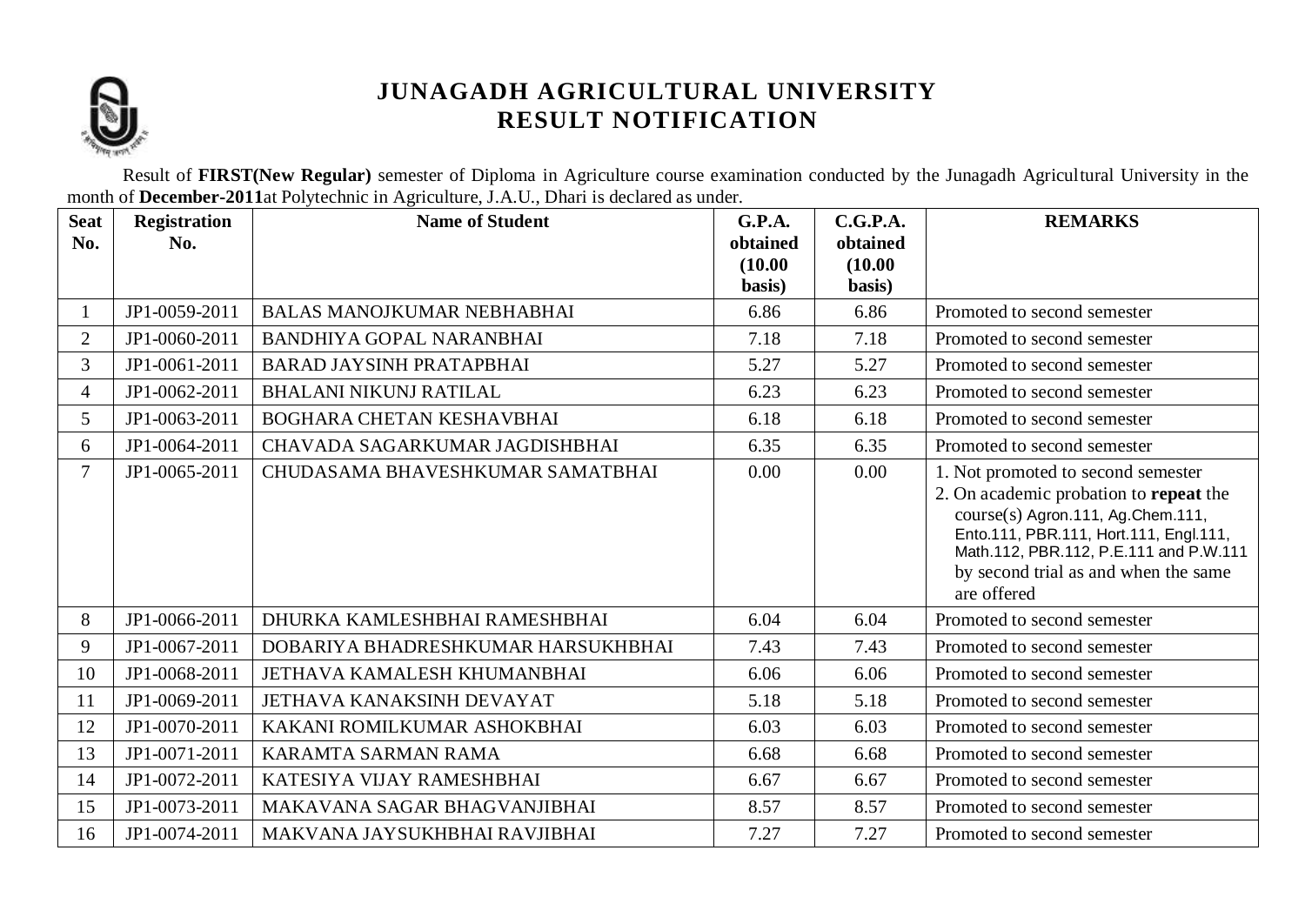# JUNAGADH AGRICULTURAL UNIVERSITY
## RESULT NOTIFICATION

Result of **FIRST(New Regular)** semester of Diploma in Agriculture course examination conducted by the Junagadh Agricultural University in the month of **December-2011**at Polytechnic in Agriculture, J.A.U., Dhari is declared as under.

| Seat No. | Registration No. | Name of Student | G.P.A. obtained (10.00 basis) | C.G.P.A. obtained (10.00 basis) | REMARKS |
|---|---|---|---|---|---|
| 1 | JP1-0059-2011 | BALAS MANOJKUMAR NEBHABHAI | 6.86 | 6.86 | Promoted to second semester |
| 2 | JP1-0060-2011 | BANDHIYA GOPAL NARANBHAI | 7.18 | 7.18 | Promoted to second semester |
| 3 | JP1-0061-2011 | BARAD JAYSINH PRATAPBHAI | 5.27 | 5.27 | Promoted to second semester |
| 4 | JP1-0062-2011 | BHALANI NIKUNJ RATILAL | 6.23 | 6.23 | Promoted to second semester |
| 5 | JP1-0063-2011 | BOGHARA CHETAN KESHAVBHAI | 6.18 | 6.18 | Promoted to second semester |
| 6 | JP1-0064-2011 | CHAVADA SAGARKUMAR JAGDISHBHAI | 6.35 | 6.35 | Promoted to second semester |
| 7 | JP1-0065-2011 | CHUDASAMA BHAVESHKUMAR SAMATBHAI | 0.00 | 0.00 | 1. Not promoted to second semester 2. On academic probation to **repeat** the course(s) Agron.111, Ag.Chem.111, Ento.111, PBR.111, Hort.111, Engl.111, Math.112, PBR.112, P.E.111 and P.W.111 by second trial as and when the same are offered |
| 8 | JP1-0066-2011 | DHURKA KAMLESHBHAI RAMESHBHAI | 6.04 | 6.04 | Promoted to second semester |
| 9 | JP1-0067-2011 | DOBARIYA BHADRESHKUMAR HARSUKHBHAI | 7.43 | 7.43 | Promoted to second semester |
| 10 | JP1-0068-2011 | JETHAVA KAMALESH KHUMANBHAI | 6.06 | 6.06 | Promoted to second semester |
| 11 | JP1-0069-2011 | JETHAVA KANAKSINH DEVAYAT | 5.18 | 5.18 | Promoted to second semester |
| 12 | JP1-0070-2011 | KAKANI ROMILKUMAR ASHOKBHAI | 6.03 | 6.03 | Promoted to second semester |
| 13 | JP1-0071-2011 | KARAMTA SARMAN RAMA | 6.68 | 6.68 | Promoted to second semester |
| 14 | JP1-0072-2011 | KATESIYA VIJAY RAMESHBHAI | 6.67 | 6.67 | Promoted to second semester |
| 15 | JP1-0073-2011 | MAKAVANA SAGAR BHAGVANJIBHAI | 8.57 | 8.57 | Promoted to second semester |
| 16 | JP1-0074-2011 | MAKVANA JAYSUKHBHAI RAVJIBHAI | 7.27 | 7.27 | Promoted to second semester |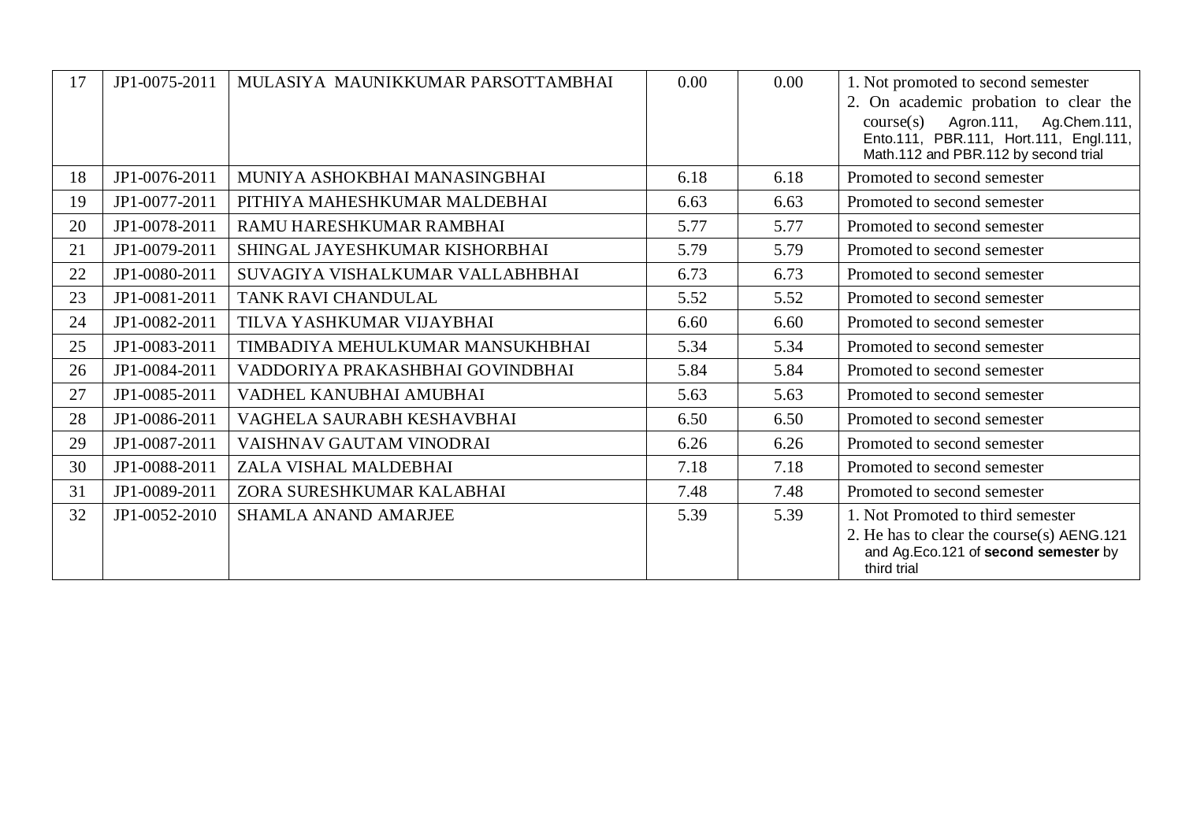| | | | | | |
|---|---|---|---|---|---|
| 17 | JP1-0075-2011 | MULASIYA MAUNIKKUMAR PARSOTTAMBHAI | 0.00 | 0.00 | 1. Not promoted to second semester<br>2. On academic probation to clear the course(s) Agron.111, Ag.Chem.111, Ento.111, PBR.111, Hort.111, Engl.111, Math.112 and PBR.112 by second trial |
| 18 | JP1-0076-2011 | MUNIYA ASHOKBHAI MANASINGBHAI | 6.18 | 6.18 | Promoted to second semester |
| 19 | JP1-0077-2011 | PITHIYA MAHESHKUMAR MALDEBHAI | 6.63 | 6.63 | Promoted to second semester |
| 20 | JP1-0078-2011 | RAMU HARESHKUMAR RAMBHAI | 5.77 | 5.77 | Promoted to second semester |
| 21 | JP1-0079-2011 | SHINGAL JAYESHKUMAR KISHORBHAI | 5.79 | 5.79 | Promoted to second semester |
| 22 | JP1-0080-2011 | SUVAGIYA VISHALKUMAR VALLABHBHAI | 6.73 | 6.73 | Promoted to second semester |
| 23 | JP1-0081-2011 | TANK RAVI CHANDULAL | 5.52 | 5.52 | Promoted to second semester |
| 24 | JP1-0082-2011 | TILVA YASHKUMAR VIJAYBHAI | 6.60 | 6.60 | Promoted to second semester |
| 25 | JP1-0083-2011 | TIMBADIYA MEHULKUMAR MANSUKHBHAI | 5.34 | 5.34 | Promoted to second semester |
| 26 | JP1-0084-2011 | VADDORIYA PRAKASHBHAI GOVINDBHAI | 5.84 | 5.84 | Promoted to second semester |
| 27 | JP1-0085-2011 | VADHEL KANUBHAI AMUBHAI | 5.63 | 5.63 | Promoted to second semester |
| 28 | JP1-0086-2011 | VAGHELA SAURABH KESHAVBHAI | 6.50 | 6.50 | Promoted to second semester |
| 29 | JP1-0087-2011 | VAISHNAV GAUTAM VINODRAI | 6.26 | 6.26 | Promoted to second semester |
| 30 | JP1-0088-2011 | ZALA VISHAL MALDEBHAI | 7.18 | 7.18 | Promoted to second semester |
| 31 | JP1-0089-2011 | ZORA SURESHKUMAR KALABHAI | 7.48 | 7.48 | Promoted to second semester |
| 32 | JP1-0052-2010 | SHAMLA ANAND AMARJEE | 5.39 | 5.39 | 1. Not Promoted to third semester<br>2. He has to clear the course(s) AENG.121 and Ag.Eco.121 of **second semester** by third trial |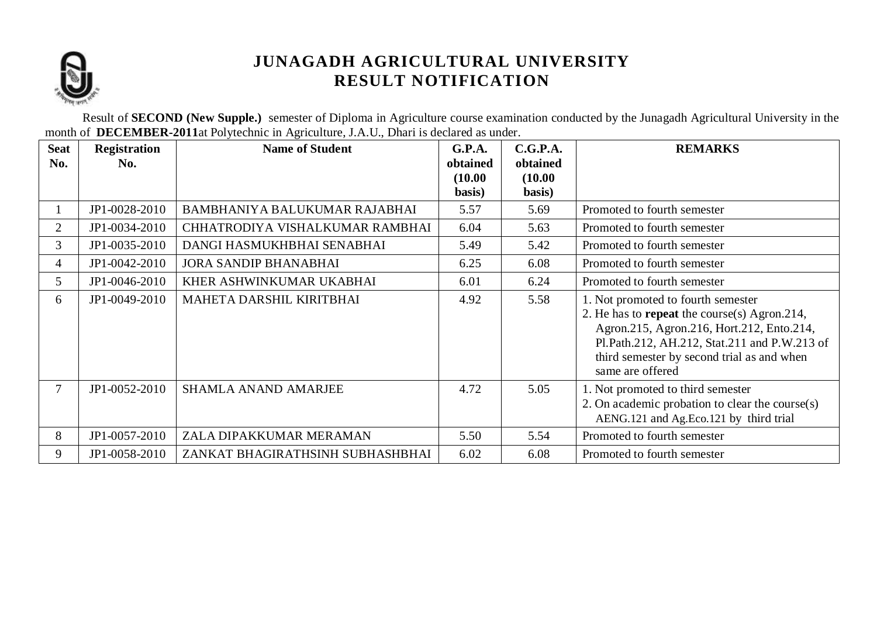# JUNAGADH AGRICULTURAL UNIVERSITY
# RESULT NOTIFICATION

Result of **SECOND (New Supple.)** semester of Diploma in Agriculture course examination conducted by the Junagadh Agricultural University in the month of **DECEMBER-2011** at Polytechnic in Agriculture, J.A.U., Dhari is declared as under.

| Seat No. | Registration No. | Name of Student | G.P.A. obtained (10.00 basis) | C.G.P.A. obtained (10.00 basis) | REMARKS |
|---|---|---|---|---|---|
| 1 | JP1-0028-2010 | BAMBHANIYA BALUKUMAR RAJABHAI | 5.57 | 5.69 | Promoted to fourth semester |
| 2 | JP1-0034-2010 | CHHATRODIYA VISHALKUMAR RAMBHAI | 6.04 | 5.63 | Promoted to fourth semester |
| 3 | JP1-0035-2010 | DANGI HASMUKHBHAI SENABHAI | 5.49 | 5.42 | Promoted to fourth semester |
| 4 | JP1-0042-2010 | JORA SANDIP BHANABHAI | 6.25 | 6.08 | Promoted to fourth semester |
| 5 | JP1-0046-2010 | KHER ASHWINKUMAR UKABHAI | 6.01 | 6.24 | Promoted to fourth semester |
| 6 | JP1-0049-2010 | MAHETA DARSHIL KIRITBHAI | 4.92 | 5.58 | 1. Not promoted to fourth semester<br>2. He has to **repeat** the course(s) Agron.214, Agron.215, Agron.216, Hort.212, Ento.214, Pl.Path.212, AH.212, Stat.211 and P.W.213 of third semester by second trial as and when same are offered |
| 7 | JP1-0052-2010 | SHAMLA ANAND AMARJEE | 4.72 | 5.05 | 1. Not promoted to third semester<br>2. On academic probation to clear the course(s) AENG.121 and Ag.Eco.121 by third trial |
| 8 | JP1-0057-2010 | ZALA DIPAKKUMAR MERAMAN | 5.50 | 5.54 | Promoted to fourth semester |
| 9 | JP1-0058-2010 | ZANKAT BHAGIRATHSINH SUBHASHBHAI | 6.02 | 6.08 | Promoted to fourth semester |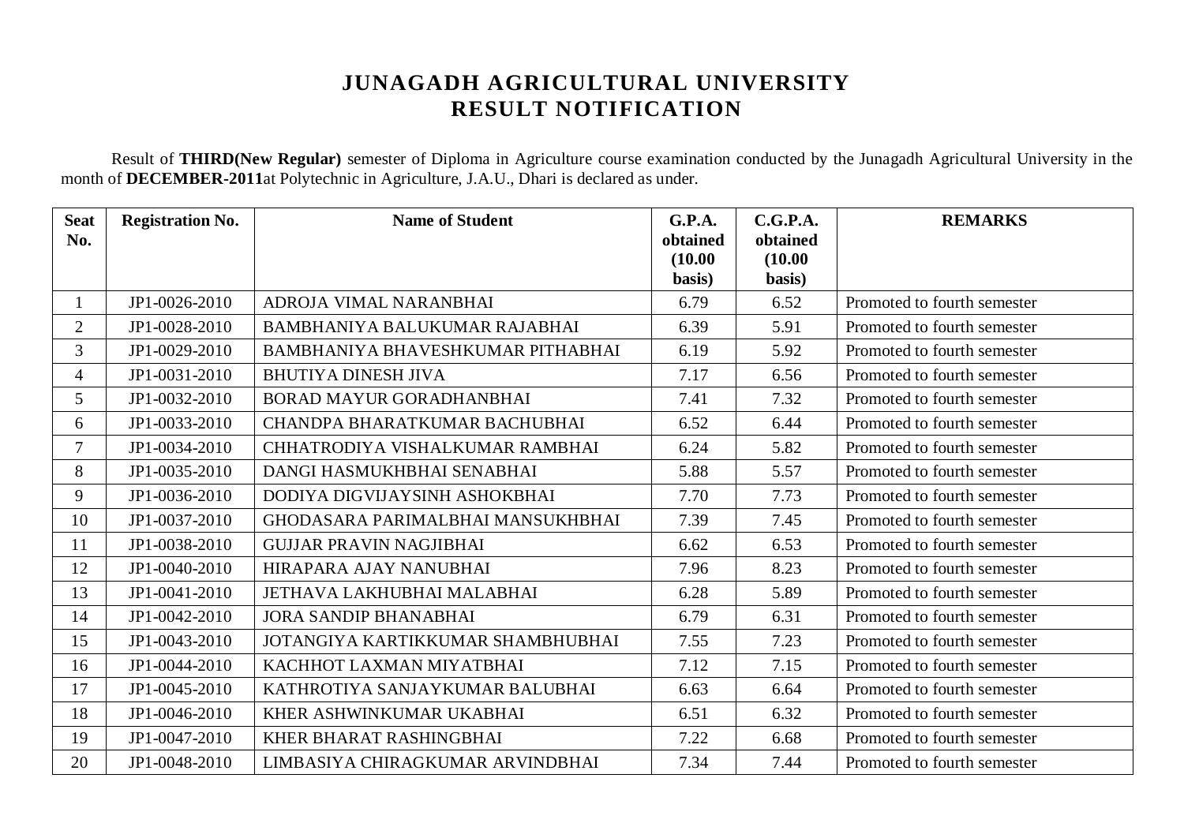# JUNAGADH AGRICULTURAL UNIVERSITY
# RESULT NOTIFICATION

Result of **THIRD(New Regular)** semester of Diploma in Agriculture course examination conducted by the Junagadh Agricultural University in the month of **DECEMBER-2011**at Polytechnic in Agriculture, J.A.U., Dhari is declared as under.

| Seat No. | Registration No. | Name of Student | G.P.A. obtained (10.00 basis) | C.G.P.A. obtained (10.00 basis) | REMARKS |
|---|---|---|---|---|---|
| 1 | JP1-0026-2010 | ADROJA VIMAL NARANBHAI | 6.79 | 6.52 | Promoted to fourth semester |
| 2 | JP1-0028-2010 | BAMBHANIYA BALUKUMAR RAJABHAI | 6.39 | 5.91 | Promoted to fourth semester |
| 3 | JP1-0029-2010 | BAMBHANIYA BHAVESHKUMAR PITHABHAI | 6.19 | 5.92 | Promoted to fourth semester |
| 4 | JP1-0031-2010 | BHUTIYA DINESH JIVA | 7.17 | 6.56 | Promoted to fourth semester |
| 5 | JP1-0032-2010 | BORAD MAYUR GORADHANBHAI | 7.41 | 7.32 | Promoted to fourth semester |
| 6 | JP1-0033-2010 | CHANDPA BHARATKUMAR BACHUBHAI | 6.52 | 6.44 | Promoted to fourth semester |
| 7 | JP1-0034-2010 | CHHATRODIYA VISHALKUMAR RAMBHAI | 6.24 | 5.82 | Promoted to fourth semester |
| 8 | JP1-0035-2010 | DANGI HASMUKHBHAI SENABHAI | 5.88 | 5.57 | Promoted to fourth semester |
| 9 | JP1-0036-2010 | DODIYA DIGVIJAYSINH ASHOKBHAI | 7.70 | 7.73 | Promoted to fourth semester |
| 10 | JP1-0037-2010 | GHODASARA PARIMALBHAI MANSUKHBHAI | 7.39 | 7.45 | Promoted to fourth semester |
| 11 | JP1-0038-2010 | GUJJAR PRAVIN NAGJIBHAI | 6.62 | 6.53 | Promoted to fourth semester |
| 12 | JP1-0040-2010 | HIRAPARA AJAY NANUBHAI | 7.96 | 8.23 | Promoted to fourth semester |
| 13 | JP1-0041-2010 | JETHAVA LAKHUBHAI MALABHAI | 6.28 | 5.89 | Promoted to fourth semester |
| 14 | JP1-0042-2010 | JORA SANDIP BHANABHAI | 6.79 | 6.31 | Promoted to fourth semester |
| 15 | JP1-0043-2010 | JOTANGIYA KARTIKKUMAR SHAMBHUBHAI | 7.55 | 7.23 | Promoted to fourth semester |
| 16 | JP1-0044-2010 | KACHHOT LAXMAN MIYATBHAI | 7.12 | 7.15 | Promoted to fourth semester |
| 17 | JP1-0045-2010 | KATHROTIYA SANJAYKUMAR BALUBHAI | 6.63 | 6.64 | Promoted to fourth semester |
| 18 | JP1-0046-2010 | KHER ASHWINKUMAR UKABHAI | 6.51 | 6.32 | Promoted to fourth semester |
| 19 | JP1-0047-2010 | KHER BHARAT RASHINGBHAI | 7.22 | 6.68 | Promoted to fourth semester |
| 20 | JP1-0048-2010 | LIMBASIYA CHIRAGKUMAR ARVINDBHAI | 7.34 | 7.44 | Promoted to fourth semester |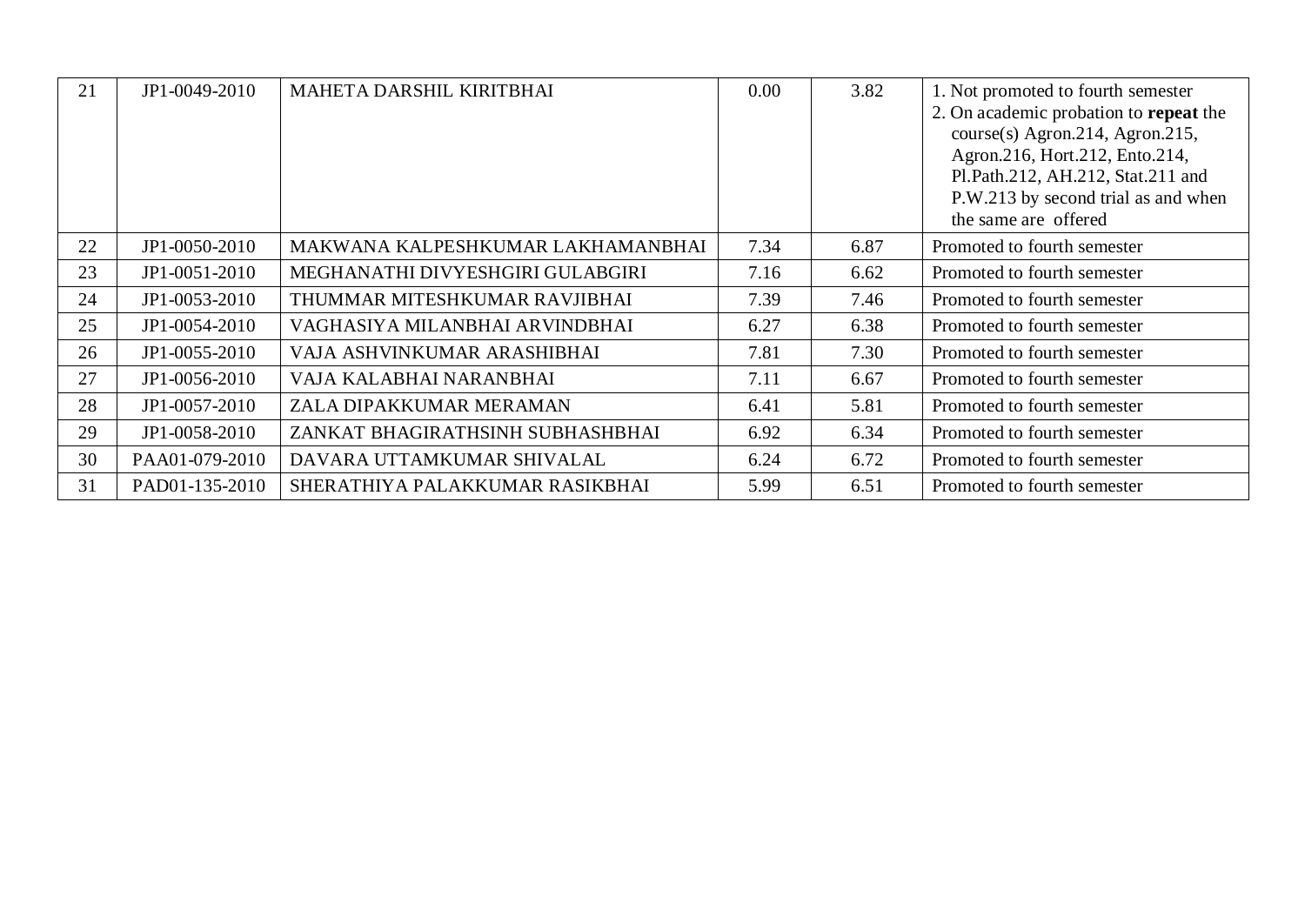| | | | | | |
|---|---|---|---|---|---|
| 21 | JP1-0049-2010 | MAHETA DARSHIL KIRITBHAI | 0.00 | 3.82 | 1. Not promoted to fourth semester<br>2. On academic probation to **repeat** the course(s) Agron.214, Agron.215, Agron.216, Hort.212, Ento.214, Pl.Path.212, AH.212, Stat.211 and P.W.213 by second trial as and when the same are offered |
| 22 | JP1-0050-2010 | MAKWANA KALPESHKUMAR LAKHAMANBHAI | 7.34 | 6.87 | Promoted to fourth semester |
| 23 | JP1-0051-2010 | MEGHANATHI DIVYESHGIRI GULABGIRI | 7.16 | 6.62 | Promoted to fourth semester |
| 24 | JP1-0053-2010 | THUMMAR MITESHKUMAR RAVJIBHAI | 7.39 | 7.46 | Promoted to fourth semester |
| 25 | JP1-0054-2010 | VAGHASIYA MILANBHAI ARVINDBHAI | 6.27 | 6.38 | Promoted to fourth semester |
| 26 | JP1-0055-2010 | VAJA ASHVINKUMAR ARASHIBHAI | 7.81 | 7.30 | Promoted to fourth semester |
| 27 | JP1-0056-2010 | VAJA KALABHAI NARANBHAI | 7.11 | 6.67 | Promoted to fourth semester |
| 28 | JP1-0057-2010 | ZALA DIPAKKUMAR MERAMAN | 6.41 | 5.81 | Promoted to fourth semester |
| 29 | JP1-0058-2010 | ZANKAT BHAGIRATHSINH SUBHASHBHAI | 6.92 | 6.34 | Promoted to fourth semester |
| 30 | PAA01-079-2010 | DAVARA UTTAMKUMAR SHIVALAL | 6.24 | 6.72 | Promoted to fourth semester |
| 31 | PAD01-135-2010 | SHERATHIYA PALAKKUMAR RASIKBHAI | 5.99 | 6.51 | Promoted to fourth semester |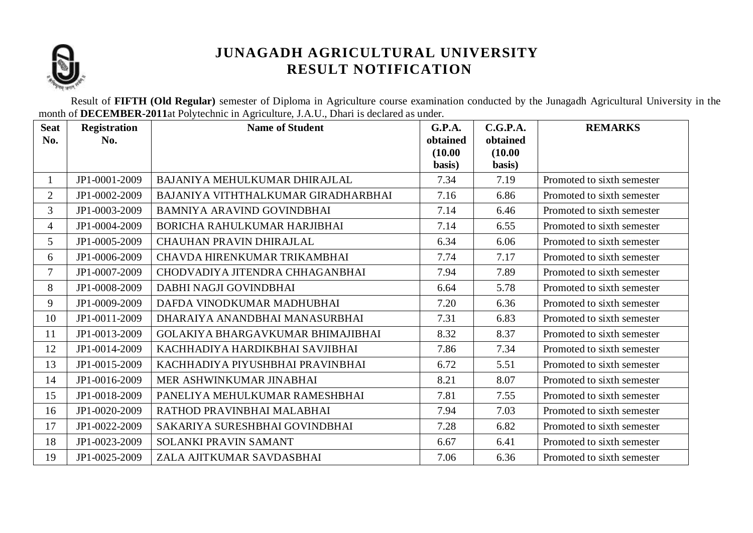# JUNAGADH AGRICULTURAL UNIVERSITY
## RESULT NOTIFICATION

Result of **FIFTH (Old Regular)** semester of Diploma in Agriculture course examination conducted by the Junagadh Agricultural University in the month of **DECEMBER-2011**at Polytechnic in Agriculture, J.A.U., Dhari is declared as under.

| Seat No. | Registration No. | Name of Student | G.P.A. obtained (10.00 basis) | C.G.P.A. obtained (10.00 basis) | REMARKS |
|---|---|---|---|---|---|
| 1 | JP1-0001-2009 | BAJANIYA MEHULKUMAR DHIRAJLAL | 7.34 | 7.19 | Promoted to sixth semester |
| 2 | JP1-0002-2009 | BAJANIYA VITHTHALKUMAR GIRADHARBHAI | 7.16 | 6.86 | Promoted to sixth semester |
| 3 | JP1-0003-2009 | BAMNIYA ARAVIND GOVINDBHAI | 7.14 | 6.46 | Promoted to sixth semester |
| 4 | JP1-0004-2009 | BORICHA RAHULKUMAR HARJIBHAI | 7.14 | 6.55 | Promoted to sixth semester |
| 5 | JP1-0005-2009 | CHAUHAN PRAVIN DHIRAJLAL | 6.34 | 6.06 | Promoted to sixth semester |
| 6 | JP1-0006-2009 | CHAVDA HIRENKUMAR TRIKAMBHAI | 7.74 | 7.17 | Promoted to sixth semester |
| 7 | JP1-0007-2009 | CHODVADIYA JITENDRA CHHAGANBHAI | 7.94 | 7.89 | Promoted to sixth semester |
| 8 | JP1-0008-2009 | DABHI NAGJI GOVINDBHAI | 6.64 | 5.78 | Promoted to sixth semester |
| 9 | JP1-0009-2009 | DAFDA VINODKUMAR MADHUBHAI | 7.20 | 6.36 | Promoted to sixth semester |
| 10 | JP1-0011-2009 | DHARAIYA ANANDBHAI MANASURBHAI | 7.31 | 6.83 | Promoted to sixth semester |
| 11 | JP1-0013-2009 | GOLAKIYA BHARGAVKUMAR BHIMAJIBHAI | 8.32 | 8.37 | Promoted to sixth semester |
| 12 | JP1-0014-2009 | KACHHADIYA HARDIKBHAI SAVJIBHAI | 7.86 | 7.34 | Promoted to sixth semester |
| 13 | JP1-0015-2009 | KACHHADIYA PIYUSHBHAI PRAVINBHAI | 6.72 | 5.51 | Promoted to sixth semester |
| 14 | JP1-0016-2009 | MER ASHWINKUMAR JINABHAI | 8.21 | 8.07 | Promoted to sixth semester |
| 15 | JP1-0018-2009 | PANELIYA MEHULKUMAR RAMESHBHAI | 7.81 | 7.55 | Promoted to sixth semester |
| 16 | JP1-0020-2009 | RATHOD PRAVINBHAI MALABHAI | 7.94 | 7.03 | Promoted to sixth semester |
| 17 | JP1-0022-2009 | SAKARIYA SURESHBHAI GOVINDBHAI | 7.28 | 6.82 | Promoted to sixth semester |
| 18 | JP1-0023-2009 | SOLANKI PRAVIN SAMANT | 6.67 | 6.41 | Promoted to sixth semester |
| 19 | JP1-0025-2009 | ZALA AJITKUMAR SAVDASBHAI | 7.06 | 6.36 | Promoted to sixth semester |